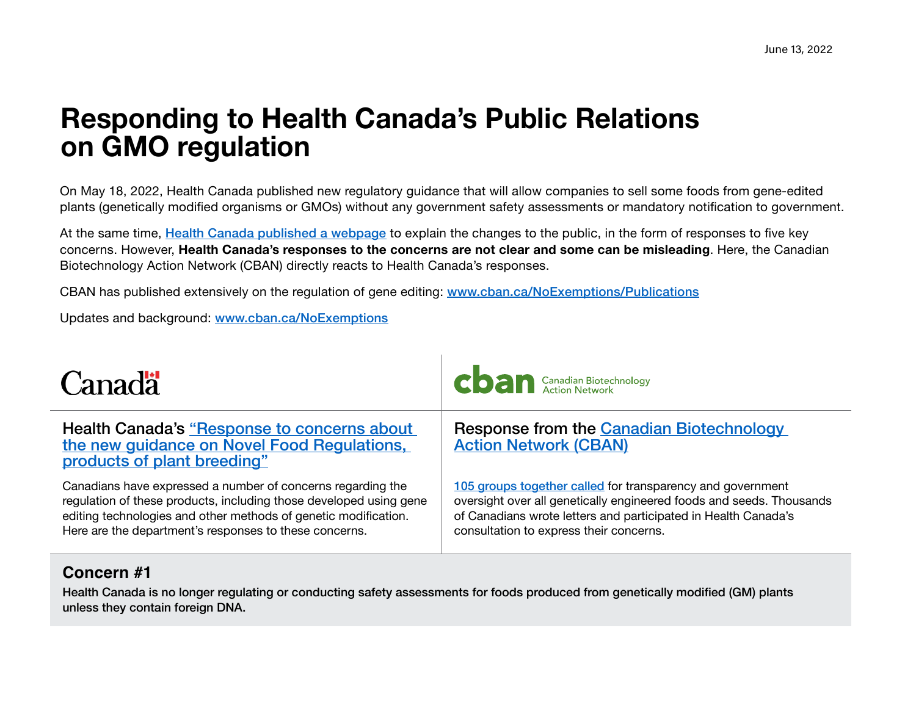June 13, 2022

# Responding to Health Canada's Public Relations on GMO regulation

On May 18, 2022, Health Canada published new regulatory guidance that will allow companies to sell some foods from gene-edited plants (genetically modified organisms or GMOs) without any government safety assessments or mandatory notification to government.

At the same time, Health Canada published a webpage to explain the changes to the public, in the form of responses to five key concerns. However, **Health Canada's responses to the concerns are not clear and some can be misleading**. Here, the Canadian Biotechnology Action Network (CBAN) directly reacts to Health Canada's responses.

CBAN has published extensively on the regulation of gene editing: www.cban.ca/NoExemptions/Publications

Updates and background: www.cban.ca/NoExemptions

| Canada | cban Canadian Biotechnology Action Network |
| --- | --- |
| **Health Canada's "Response to concerns about the new guidance on Novel Food Regulations, products of plant breeding"** | **Response from the Canadian Biotechnology Action Network (CBAN)** |
| Canadians have expressed a number of concerns regarding the regulation of these products, including those developed using gene editing technologies and other methods of genetic modification. Here are the department's responses to these concerns. | 105 groups together called for transparency and government oversight over all genetically engineered foods and seeds. Thousands of Canadians wrote letters and participated in Health Canada's consultation to express their concerns. |

### Concern #1

**Health Canada is no longer regulating or conducting safety assessments for foods produced from genetically modified (GM) plants unless they contain foreign DNA.**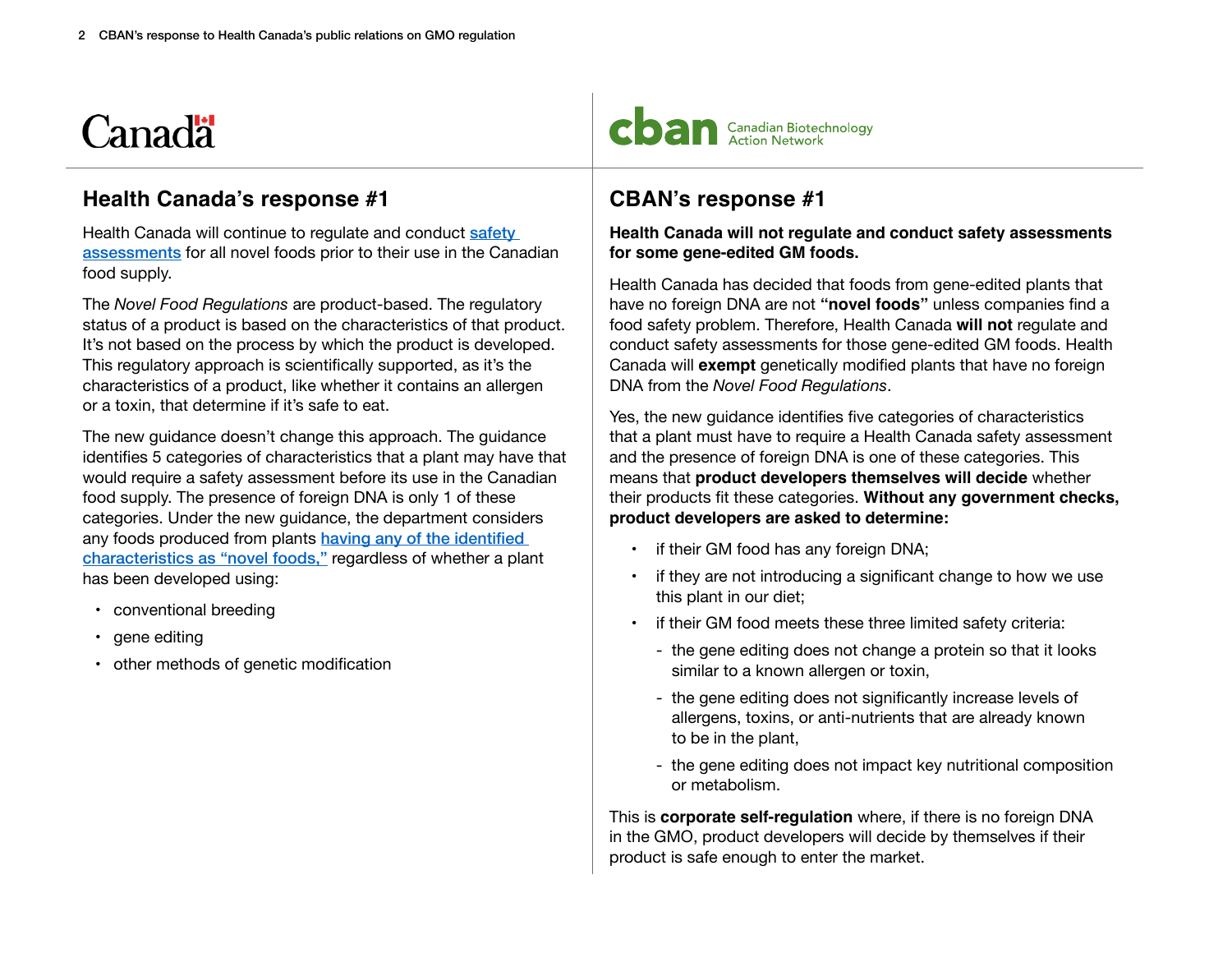## Health Canada's response #1

Health Canada will continue to regulate and conduct safety assessments for all novel foods prior to their use in the Canadian food supply.

The *Novel Food Regulations* are product-based. The regulatory status of a product is based on the characteristics of that product. It's not based on the process by which the product is developed. This regulatory approach is scientifically supported, as it's the characteristics of a product, like whether it contains an allergen or a toxin, that determine if it's safe to eat.

The new guidance doesn't change this approach. The guidance identifies 5 categories of characteristics that a plant may have that would require a safety assessment before its use in the Canadian food supply. The presence of foreign DNA is only 1 of these categories. Under the new guidance, the department considers any foods produced from plants having any of the identified characteristics as "novel foods," regardless of whether a plant has been developed using:

- conventional breeding
- gene editing
- other methods of genetic modification

## CBAN's response #1

**Health Canada will not regulate and conduct safety assessments for some gene-edited GM foods.**

Health Canada has decided that foods from gene-edited plants that have no foreign DNA are not **"novel foods"** unless companies find a food safety problem. Therefore, Health Canada **will not** regulate and conduct safety assessments for those gene-edited GM foods. Health Canada will **exempt** genetically modified plants that have no foreign DNA from the *Novel Food Regulations*.

Yes, the new guidance identifies five categories of characteristics that a plant must have to require a Health Canada safety assessment and the presence of foreign DNA is one of these categories. This means that **product developers themselves will decide** whether their products fit these categories. **Without any government checks, product developers are asked to determine:**

- if their GM food has any foreign DNA;
- if they are not introducing a significant change to how we use this plant in our diet;
- if their GM food meets these three limited safety criteria:
  - the gene editing does not change a protein so that it looks similar to a known allergen or toxin,
  - the gene editing does not significantly increase levels of allergens, toxins, or anti-nutrients that are already known to be in the plant,
  - the gene editing does not impact key nutritional composition or metabolism.

This is **corporate self-regulation** where, if there is no foreign DNA in the GMO, product developers will decide by themselves if their product is safe enough to enter the market.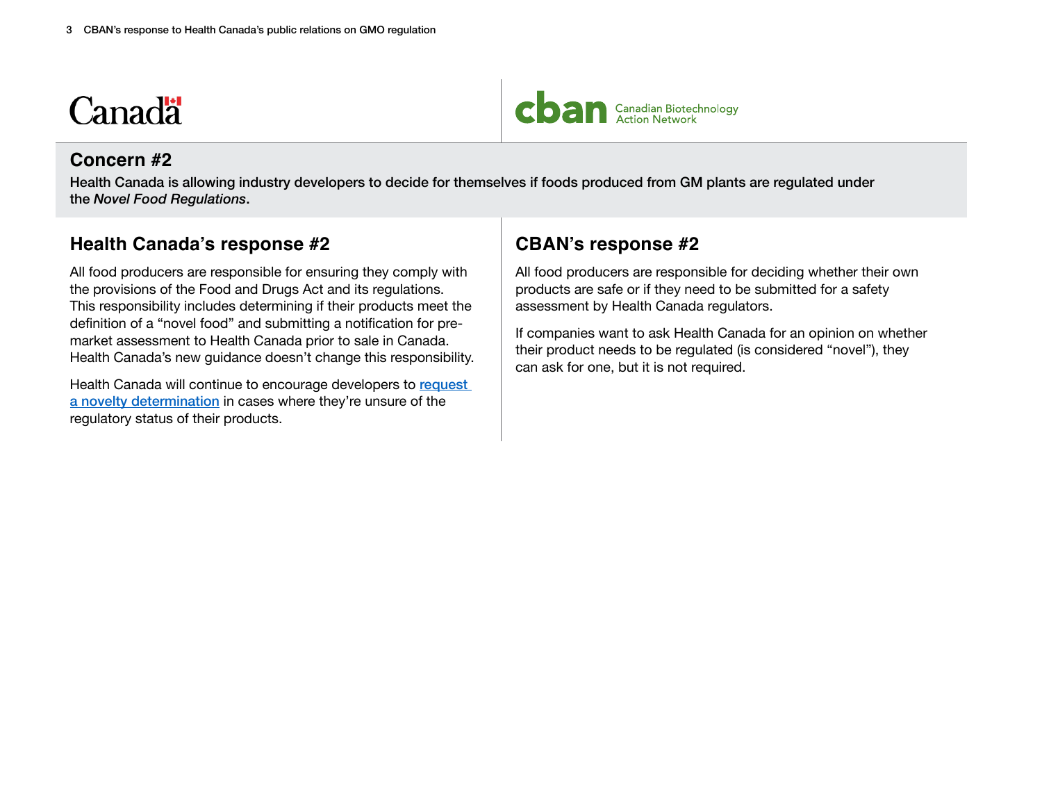Canada

cban Canadian Biotechnology Action Network

## Concern #2

**Health Canada is allowing industry developers to decide for themselves if foods produced from GM plants are regulated under the *Novel Food Regulations*.**

## Health Canada's response #2

All food producers are responsible for ensuring they comply with the provisions of the Food and Drugs Act and its regulations. This responsibility includes determining if their products meet the definition of a "novel food" and submitting a notification for pre-market assessment to Health Canada prior to sale in Canada. Health Canada's new guidance doesn't change this responsibility.

Health Canada will continue to encourage developers to request a novelty determination in cases where they're unsure of the regulatory status of their products.

## CBAN's response #2

All food producers are responsible for deciding whether their own products are safe or if they need to be submitted for a safety assessment by Health Canada regulators.

If companies want to ask Health Canada for an opinion on whether their product needs to be regulated (is considered "novel"), they can ask for one, but it is not required.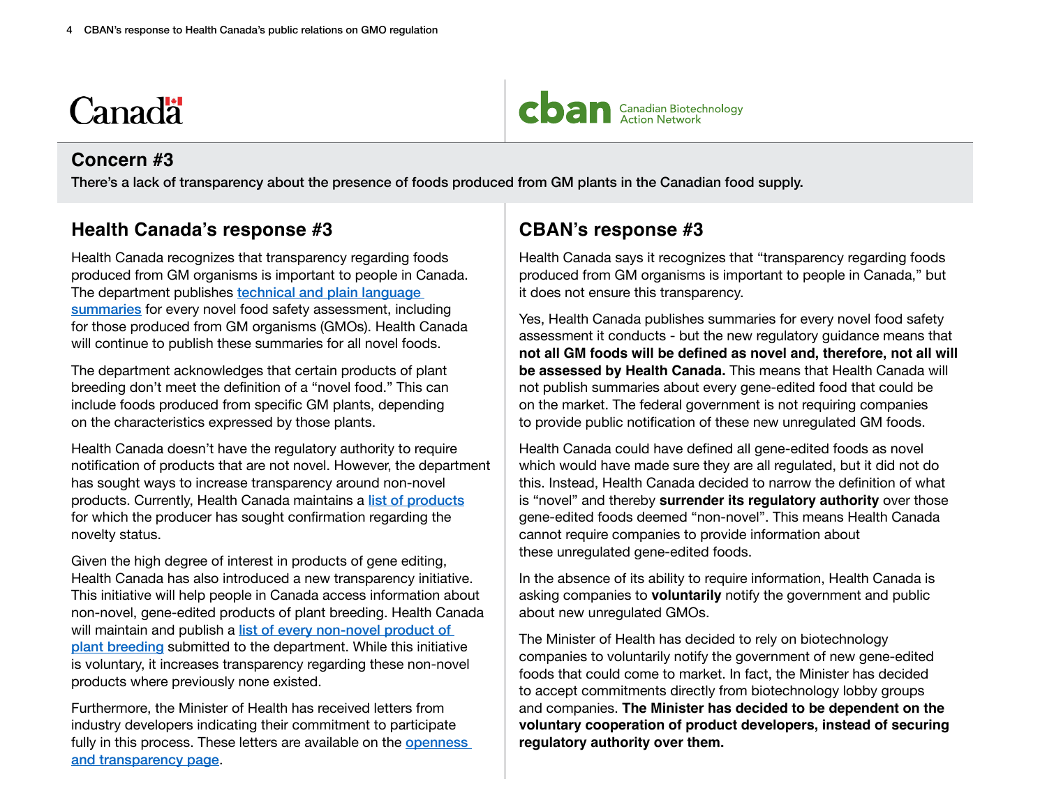Canada

cban Canadian Biotechnology Action Network

## Concern #3

**There's a lack of transparency about the presence of foods produced from GM plants in the Canadian food supply.**

## Health Canada's response #3

Health Canada recognizes that transparency regarding foods produced from GM organisms is important to people in Canada. The department publishes technical and plain language summaries for every novel food safety assessment, including for those produced from GM organisms (GMOs). Health Canada will continue to publish these summaries for all novel foods.

The department acknowledges that certain products of plant breeding don't meet the definition of a "novel food." This can include foods produced from specific GM plants, depending on the characteristics expressed by those plants.

Health Canada doesn't have the regulatory authority to require notification of products that are not novel. However, the department has sought ways to increase transparency around non-novel products. Currently, Health Canada maintains a list of products for which the producer has sought confirmation regarding the novelty status.

Given the high degree of interest in products of gene editing, Health Canada has also introduced a new transparency initiative. This initiative will help people in Canada access information about non-novel, gene-edited products of plant breeding. Health Canada will maintain and publish a list of every non-novel product of plant breeding submitted to the department. While this initiative is voluntary, it increases transparency regarding these non-novel products where previously none existed.

Furthermore, the Minister of Health has received letters from industry developers indicating their commitment to participate fully in this process. These letters are available on the openness and transparency page.

## CBAN's response #3

Health Canada says it recognizes that "transparency regarding foods produced from GM organisms is important to people in Canada," but it does not ensure this transparency.

Yes, Health Canada publishes summaries for every novel food safety assessment it conducts - but the new regulatory guidance means that **not all GM foods will be defined as novel and, therefore, not all will be assessed by Health Canada.** This means that Health Canada will not publish summaries about every gene-edited food that could be on the market. The federal government is not requiring companies to provide public notification of these new unregulated GM foods.

Health Canada could have defined all gene-edited foods as novel which would have made sure they are all regulated, but it did not do this. Instead, Health Canada decided to narrow the definition of what is "novel" and thereby **surrender its regulatory authority** over those gene-edited foods deemed "non-novel". This means Health Canada cannot require companies to provide information about these unregulated gene-edited foods.

In the absence of its ability to require information, Health Canada is asking companies to **voluntarily** notify the government and public about new unregulated GMOs.

The Minister of Health has decided to rely on biotechnology companies to voluntarily notify the government of new gene-edited foods that could come to market. In fact, the Minister has decided to accept commitments directly from biotechnology lobby groups and companies. **The Minister has decided to be dependent on the voluntary cooperation of product developers, instead of securing regulatory authority over them.**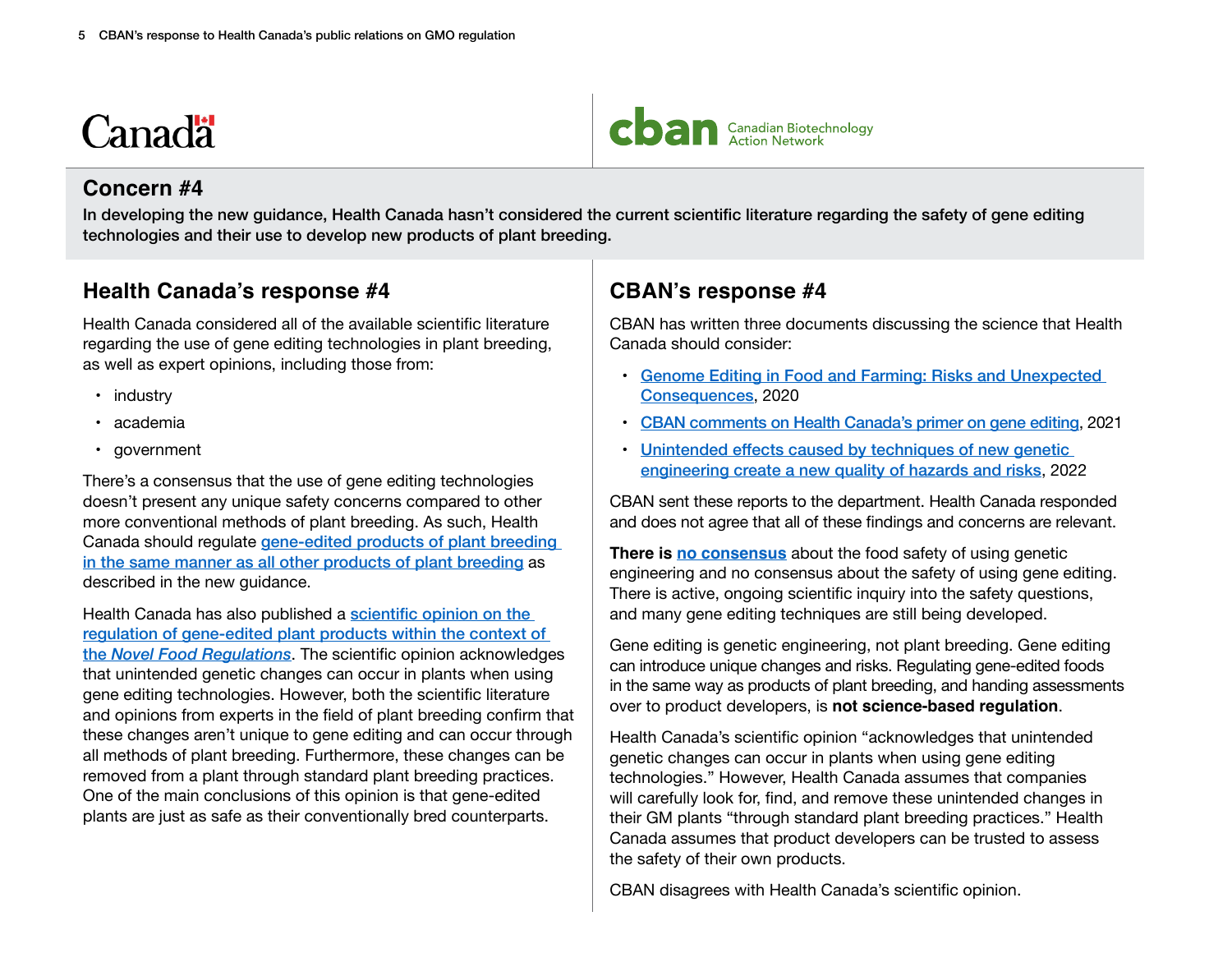## Concern #4

**In developing the new guidance, Health Canada hasn't considered the current scientific literature regarding the safety of gene editing technologies and their use to develop new products of plant breeding.**

## Health Canada's response #4

Health Canada considered all of the available scientific literature regarding the use of gene editing technologies in plant breeding, as well as expert opinions, including those from:

- industry
- academia
- government

There's a consensus that the use of gene editing technologies doesn't present any unique safety concerns compared to other more conventional methods of plant breeding. As such, Health Canada should regulate gene-edited products of plant breeding in the same manner as all other products of plant breeding as described in the new guidance.

Health Canada has also published a scientific opinion on the regulation of gene-edited plant products within the context of the *Novel Food Regulations*. The scientific opinion acknowledges that unintended genetic changes can occur in plants when using gene editing technologies. However, both the scientific literature and opinions from experts in the field of plant breeding confirm that these changes aren't unique to gene editing and can occur through all methods of plant breeding. Furthermore, these changes can be removed from a plant through standard plant breeding practices. One of the main conclusions of this opinion is that gene-edited plants are just as safe as their conventionally bred counterparts.

## CBAN's response #4

CBAN has written three documents discussing the science that Health Canada should consider:

- Genome Editing in Food and Farming: Risks and Unexpected Consequences, 2020
- CBAN comments on Health Canada's primer on gene editing, 2021
- Unintended effects caused by techniques of new genetic engineering create a new quality of hazards and risks, 2022

CBAN sent these reports to the department. Health Canada responded and does not agree that all of these findings and concerns are relevant.

**There is no consensus** about the food safety of using genetic engineering and no consensus about the safety of using gene editing. There is active, ongoing scientific inquiry into the safety questions, and many gene editing techniques are still being developed.

Gene editing is genetic engineering, not plant breeding. Gene editing can introduce unique changes and risks. Regulating gene-edited foods in the same way as products of plant breeding, and handing assessments over to product developers, is **not science-based regulation**.

Health Canada's scientific opinion "acknowledges that unintended genetic changes can occur in plants when using gene editing technologies." However, Health Canada assumes that companies will carefully look for, find, and remove these unintended changes in their GM plants "through standard plant breeding practices." Health Canada assumes that product developers can be trusted to assess the safety of their own products.

CBAN disagrees with Health Canada's scientific opinion.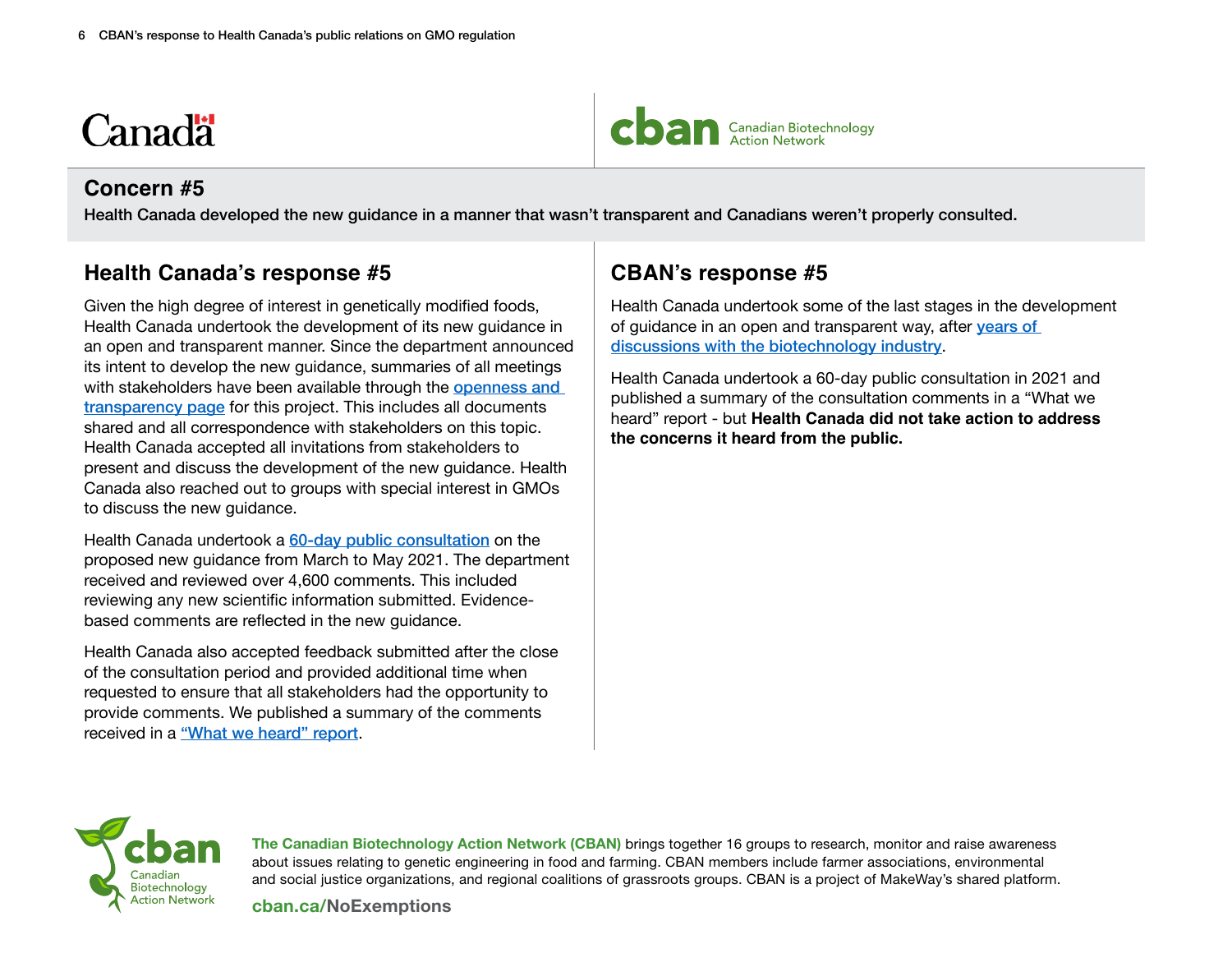## Concern #5

**Health Canada developed the new guidance in a manner that wasn't transparent and Canadians weren't properly consulted.**

## Health Canada's response #5

Given the high degree of interest in genetically modified foods, Health Canada undertook the development of its new guidance in an open and transparent manner. Since the department announced its intent to develop the new guidance, summaries of all meetings with stakeholders have been available through the openness and transparency page for this project. This includes all documents shared and all correspondence with stakeholders on this topic. Health Canada accepted all invitations from stakeholders to present and discuss the development of the new guidance. Health Canada also reached out to groups with special interest in GMOs to discuss the new guidance.

Health Canada undertook a 60-day public consultation on the proposed new guidance from March to May 2021. The department received and reviewed over 4,600 comments. This included reviewing any new scientific information submitted. Evidence-based comments are reflected in the new guidance.

Health Canada also accepted feedback submitted after the close of the consultation period and provided additional time when requested to ensure that all stakeholders had the opportunity to provide comments. We published a summary of the comments received in a "What we heard" report.

## CBAN's response #5

Health Canada undertook some of the last stages in the development of guidance in an open and transparent way, after years of discussions with the biotechnology industry.

Health Canada undertook a 60-day public consultation in 2021 and published a summary of the consultation comments in a "What we heard" report - but **Health Canada did not take action to address the concerns it heard from the public.**

**The Canadian Biotechnology Action Network (CBAN)** brings together 16 groups to research, monitor and raise awareness about issues relating to genetic engineering in food and farming. CBAN members include farmer associations, environmental and social justice organizations, and regional coalitions of grassroots groups. CBAN is a project of MakeWay's shared platform.

**cban.ca/NoExemptions**